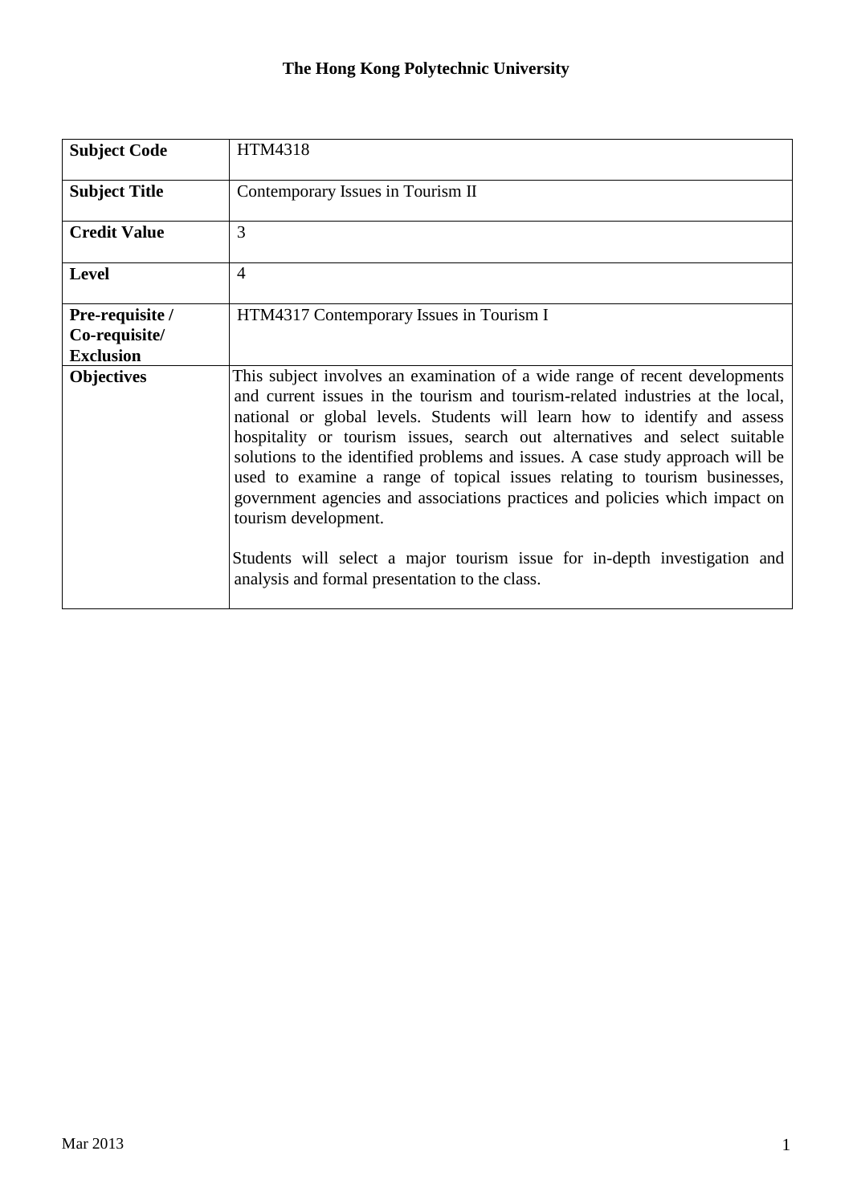# The Hong Kong Polytechnic University

| **Subject Code** | HTM4318 |
| --- | --- |
| **Subject Title** | Contemporary Issues in Tourism II |
| **Credit Value** | 3 |
| **Level** | 4 |
| **Pre-requisite / Co-requisite/ Exclusion** | HTM4317 Contemporary Issues in Tourism I |
| **Objectives** | This subject involves an examination of a wide range of recent developments and current issues in the tourism and tourism-related industries at the local, national or global levels. Students will learn how to identify and assess hospitality or tourism issues, search out alternatives and select suitable solutions to the identified problems and issues. A case study approach will be used to examine a range of topical issues relating to tourism businesses, government agencies and associations practices and policies which impact on tourism development.<br><br>Students will select a major tourism issue for in-depth investigation and analysis and formal presentation to the class. |

Mar 2013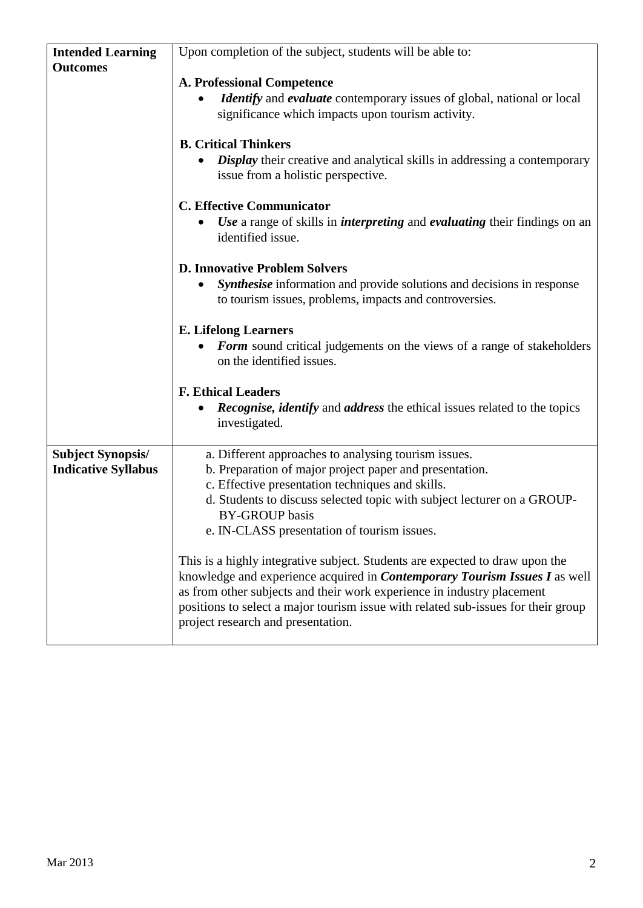| | |
|---|---|
| **Intended Learning Outcomes** | Upon completion of the subject, students will be able to:<br><br>**A. Professional Competence**<br>• ***Identify*** and ***evaluate*** contemporary issues of global, national or local significance which impacts upon tourism activity.<br><br>**B. Critical Thinkers**<br>• ***Display*** their creative and analytical skills in addressing a contemporary issue from a holistic perspective.<br><br>**C. Effective Communicator**<br>• ***Use*** a range of skills in ***interpreting*** and ***evaluating*** their findings on an identified issue.<br><br>**D. Innovative Problem Solvers**<br>• ***Synthesise*** information and provide solutions and decisions in response to tourism issues, problems, impacts and controversies.<br><br>**E. Lifelong Learners**<br>• ***Form*** sound critical judgements on the views of a range of stakeholders on the identified issues.<br><br>**F. Ethical Leaders**<br>• ***Recognise, identify*** and ***address*** the ethical issues related to the topics investigated. |
| **Subject Synopsis/ Indicative Syllabus** | a. Different approaches to analysing tourism issues.<br>b. Preparation of major project paper and presentation.<br>c. Effective presentation techniques and skills.<br>d. Students to discuss selected topic with subject lecturer on a GROUP-BY-GROUP basis<br>e. IN-CLASS presentation of tourism issues.<br><br>This is a highly integrative subject. Students are expected to draw upon the knowledge and experience acquired in ***Contemporary Tourism Issues I*** as well as from other subjects and their work experience in industry placement positions to select a major tourism issue with related sub-issues for their group project research and presentation. |

Mar 2013